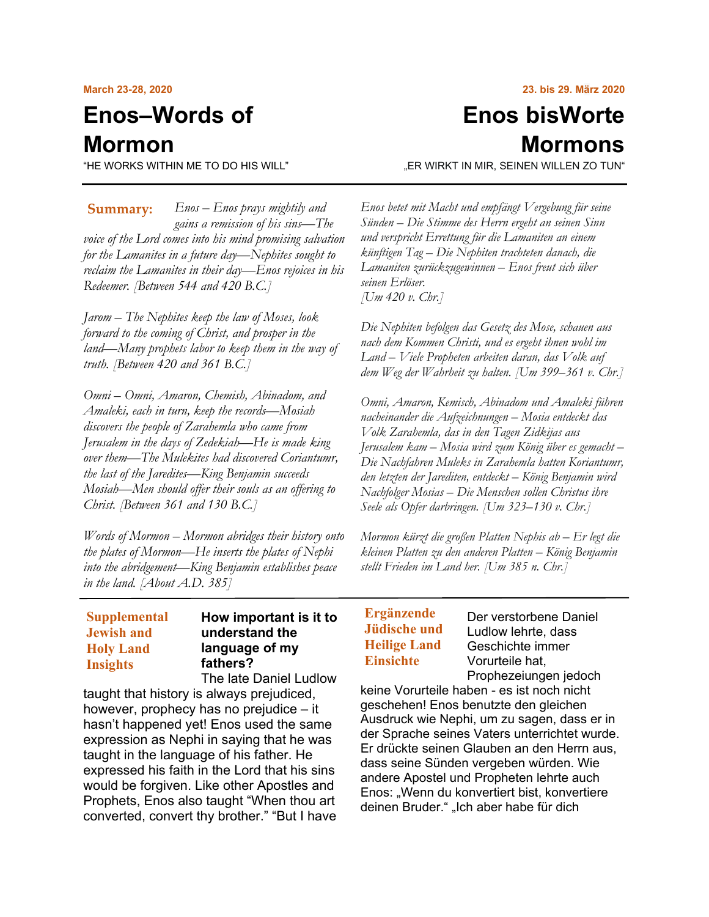**March 23-28, 2020**

# Enos–Words of Mormon

"HE WORKS WITHIN ME TO DO HIS WILL"

**Summary:** *Enos – Enos prays mightily and gains a remission of his sins—The voice of the Lord comes into his mind promising salvation for the Lamanites in a future day—Nephites sought to reclaim the Lamanites in their day—Enos rejoices in his Redeemer. [Between 544 and 420 B.C.]*

*Jarom – The Nephites keep the law of Moses, look forward to the coming of Christ, and prosper in the land—Many prophets labor to keep them in the way of truth. [Between 420 and 361 B.C.]*

*Omni – Omni, Amaron, Chemish, Abinadom, and Amaleki, each in turn, keep the records—Mosiah discovers the people of Zarahemla who came from Jerusalem in the days of Zedekiah—He is made king over them—The Mulekites had discovered Coriantumr, the last of the Jaredites—King Benjamin succeeds Mosiah—Men should offer their souls as an offering to Christ. [Between 361 and 130 B.C.]*

*Words of Mormon – Mormon abridges their history onto the plates of Mormon—He inserts the plates of Nephi into the abridgement—King Benjamin establishes peace in the land. [About A.D. 385]*

**Supplemental Jewish and Holy Land Insights**

**How important is it to understand the language of my fathers?**

The late Daniel Ludlow taught that history is always prejudiced, however, prophecy has no prejudice – it hasn't happened yet! Enos used the same expression as Nephi in saying that he was taught in the language of his father. He expressed his faith in the Lord that his sins would be forgiven. Like other Apostles and Prophets, Enos also taught "When thou art converted, convert thy brother." "But I have

---

**23. bis 29. März 2020**

# Enos bisWorte Mormons

„ER WIRKT IN MIR, SEINEN WILLEN ZO TUN"

*Enos betet mit Macht und empfängt Vergebung für seine Sünden – Die Stimme des Herrn ergeht an seinen Sinn und verspricht Errettung für die Lamaniten an einem künftigen Tag – Die Nephiten trachteten danach, die Lamaniten zurückzugewinnen – Enos freut sich über seinen Erlöser. [Um 420 v. Chr.]*

*Die Nephiten befolgen das Gesetz des Mose, schauen aus nach dem Kommen Christi, und es ergeht ihnen wohl im Land – Viele Propheten arbeiten daran, das Volk auf dem Weg der Wahrheit zu halten. [Um 399–361 v. Chr.]*

*Omni, Amaron, Kemisch, Abinadom und Amaleki führen nacheinander die Aufzeichnungen – Mosia entdeckt das Volk Zarahemla, das in den Tagen Zidkijas aus Jerusalem kam – Mosia wird zum König über es gemacht – Die Nachfahren Muleks in Zarahemla hatten Koriantumr, den letzten der Jarediten, entdeckt – König Benjamin wird Nachfolger Mosias – Die Menschen sollen Christus ihre Seele als Opfer darbringen. [Um 323–130 v. Chr.]*

*Mormon kürzt die großen Platten Nephis ab – Er legt die kleinen Platten zu den anderen Platten – König Benjamin stellt Frieden im Land her. [Um 385 n. Chr.]*

**Ergänzende Jüdische und Heilige Land Einsichte**

Der verstorbene Daniel Ludlow lehrte, dass Geschichte immer Vorurteile hat, Prophezeiungen jedoch keine Vorurteile haben - es ist noch nicht geschehen! Enos benutzte den gleichen Ausdruck wie Nephi, um zu sagen, dass er in der Sprache seines Vaters unterrichtet wurde. Er drückte seinen Glauben an den Herrn aus, dass seine Sünden vergeben würden. Wie andere Apostel und Propheten lehrte auch Enos: „Wenn du konvertiert bist, konvertiere deinen Bruder." „Ich aber habe für dich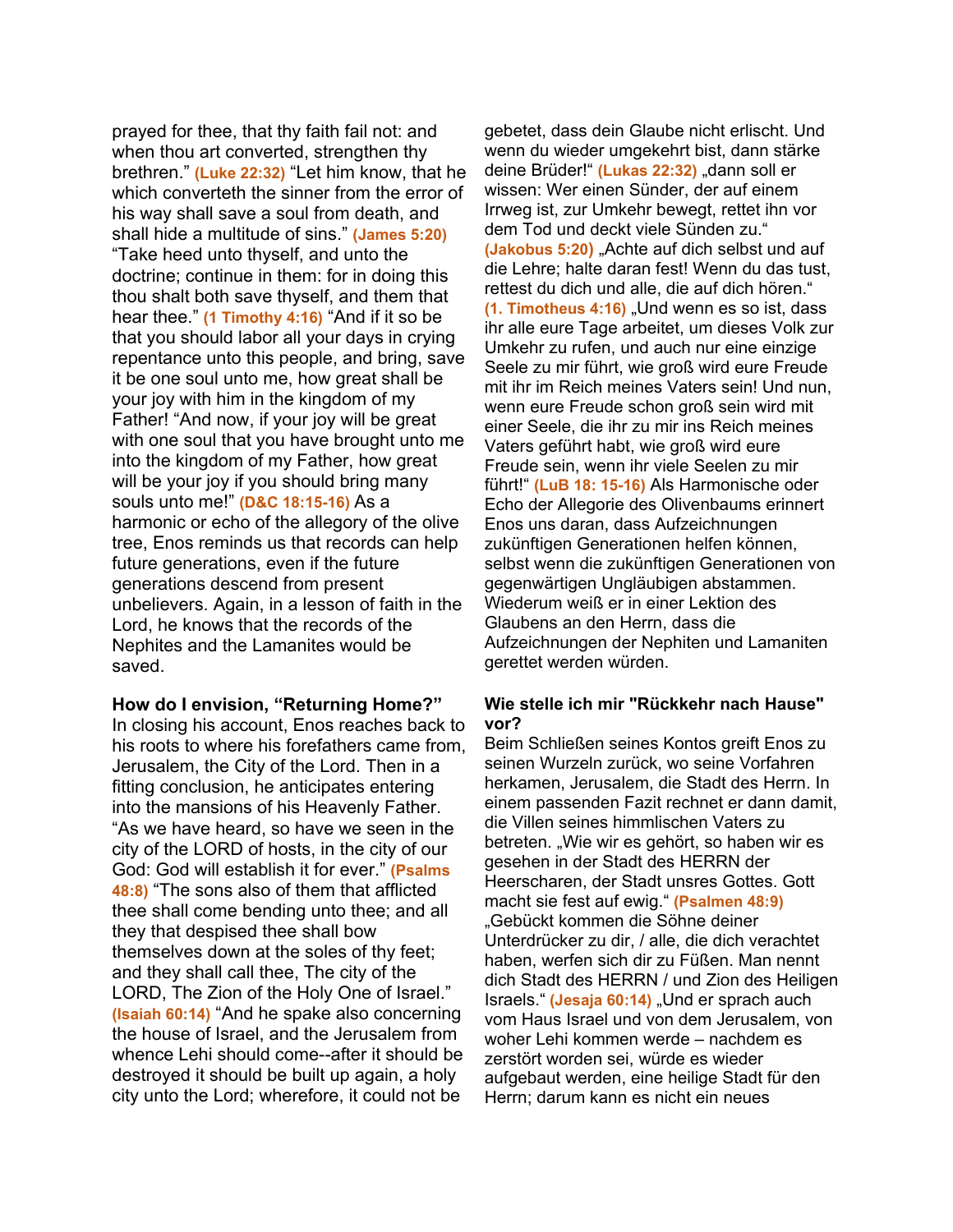prayed for thee, that thy faith fail not: and when thou art converted, strengthen thy brethren." **(Luke 22:32)** "Let him know, that he which converteth the sinner from the error of his way shall save a soul from death, and shall hide a multitude of sins." **(James 5:20)** "Take heed unto thyself, and unto the doctrine; continue in them: for in doing this thou shalt both save thyself, and them that hear thee." **(1 Timothy 4:16)** "And if it so be that you should labor all your days in crying repentance unto this people, and bring, save it be one soul unto me, how great shall be your joy with him in the kingdom of my Father! "And now, if your joy will be great with one soul that you have brought unto me into the kingdom of my Father, how great will be your joy if you should bring many souls unto me!" **(D&C 18:15-16)** As a harmonic or echo of the allegory of the olive tree, Enos reminds us that records can help future generations, even if the future generations descend from present unbelievers. Again, in a lesson of faith in the Lord, he knows that the records of the Nephites and the Lamanites would be saved.

gebetet, dass dein Glaube nicht erlischt. Und wenn du wieder umgekehrt bist, dann stärke deine Brüder!" **(Lukas 22:32)** „dann soll er wissen: Wer einen Sünder, der auf einem Irrweg ist, zur Umkehr bewegt, rettet ihn vor dem Tod und deckt viele Sünden zu." **(Jakobus 5:20)** „Achte auf dich selbst und auf die Lehre; halte daran fest! Wenn du das tust, rettest du dich und alle, die auf dich hören." **(1. Timotheus 4:16)** „Und wenn es so ist, dass ihr alle eure Tage arbeitet, um dieses Volk zur Umkehr zu rufen, und auch nur eine einzige Seele zu mir führt, wie groß wird eure Freude mit ihr im Reich meines Vaters sein! Und nun, wenn eure Freude schon groß sein wird mit einer Seele, die ihr zu mir ins Reich meines Vaters geführt habt, wie groß wird eure Freude sein, wenn ihr viele Seelen zu mir führt!" **(LuB 18: 15-16)** Als Harmonische oder Echo der Allegorie des Olivenbaums erinnert Enos uns daran, dass Aufzeichnungen zukünftigen Generationen helfen können, selbst wenn die zukünftigen Generationen von gegenwärtigen Ungläubigen abstammen. Wiederum weiß er in einer Lektion des Glaubens an den Herrn, dass die Aufzeichnungen der Nephiten und Lamaniten gerettet werden würden.

**How do I envision, "Returning Home?"**

In closing his account, Enos reaches back to his roots to where his forefathers came from, Jerusalem, the City of the Lord. Then in a fitting conclusion, he anticipates entering into the mansions of his Heavenly Father. "As we have heard, so have we seen in the city of the LORD of hosts, in the city of our God: God will establish it for ever." **(Psalms 48:8)** "The sons also of them that afflicted thee shall come bending unto thee; and all they that despised thee shall bow themselves down at the soles of thy feet; and they shall call thee, The city of the LORD, The Zion of the Holy One of Israel." **(Isaiah 60:14)** "And he spake also concerning the house of Israel, and the Jerusalem from whence Lehi should come--after it should be destroyed it should be built up again, a holy city unto the Lord; wherefore, it could not be

**Wie stelle ich mir "Rückkehr nach Hause" vor?**

Beim Schließen seines Kontos greift Enos zu seinen Wurzeln zurück, wo seine Vorfahren herkamen, Jerusalem, die Stadt des Herrn. In einem passenden Fazit rechnet er dann damit, die Villen seines himmlischen Vaters zu betreten. „Wie wir es gehört, so haben wir es gesehen in der Stadt des HERRN der Heerscharen, der Stadt unsres Gottes. Gott macht sie fest auf ewig." **(Psalmen 48:9)** „Gebückt kommen die Söhne deiner Unterdrücker zu dir, / alle, die dich verachtet haben, werfen sich dir zu Füßen. Man nennt dich Stadt des HERRN / und Zion des Heiligen Israels." **(Jesaja 60:14)** „Und er sprach auch vom Haus Israel und von dem Jerusalem, von woher Lehi kommen werde – nachdem es zerstört worden sei, würde es wieder aufgebaut werden, eine heilige Stadt für den Herrn; darum kann es nicht ein neues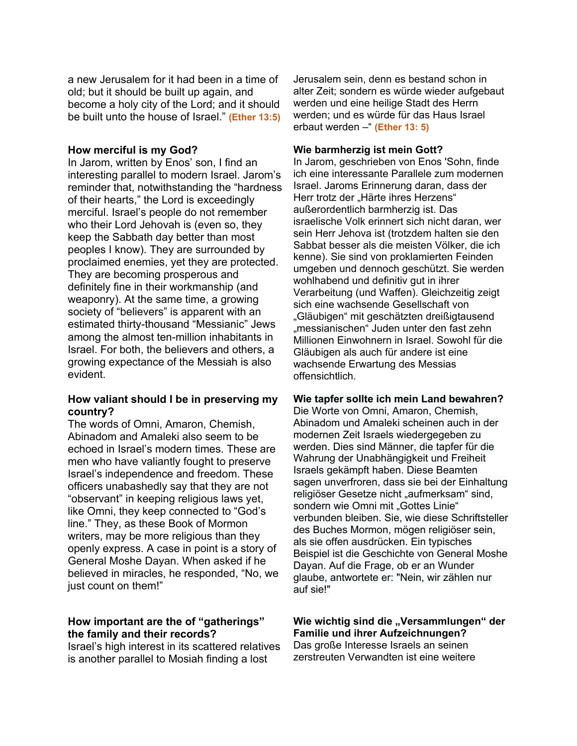a new Jerusalem for it had been in a time of old; but it should be built up again, and become a holy city of the Lord; and it should be built unto the house of Israel." **(Ether 13:5)**

**How merciful is my God?**
In Jarom, written by Enos' son, I find an interesting parallel to modern Israel. Jarom's reminder that, notwithstanding the "hardness of their hearts," the Lord is exceedingly merciful. Israel's people do not remember who their Lord Jehovah is (even so, they keep the Sabbath day better than most peoples I know). They are surrounded by proclaimed enemies, yet they are protected. They are becoming prosperous and definitely fine in their workmanship (and weaponry). At the same time, a growing society of "believers" is apparent with an estimated thirty-thousand "Messianic" Jews among the almost ten-million inhabitants in Israel. For both, the believers and others, a growing expectance of the Messiah is also evident.

**How valiant should I be in preserving my country?**
The words of Omni, Amaron, Chemish, Abinadom and Amaleki also seem to be echoed in Israel's modern times. These are men who have valiantly fought to preserve Israel's independence and freedom. These officers unabashedly say that they are not "observant" in keeping religious laws yet, like Omni, they keep connected to "God's line." They, as these Book of Mormon writers, may be more religious than they openly express. A case in point is a story of General Moshe Dayan. When asked if he believed in miracles, he responded, "No, we just count on them!"

**How important are the of "gatherings" the family and their records?**
Israel's high interest in its scattered relatives is another parallel to Mosiah finding a lost

Jerusalem sein, denn es bestand schon in alter Zeit; sondern es würde wieder aufgebaut werden und eine heilige Stadt des Herrn werden; und es würde für das Haus Israel erbaut werden –" **(Ether 13: 5)**

**Wie barmherzig ist mein Gott?**
In Jarom, geschrieben von Enos 'Sohn, finde ich eine interessante Parallele zum modernen Israel. Jaroms Erinnerung daran, dass der Herr trotz der „Härte ihres Herzens" außerordentlich barmherzig ist. Das israelische Volk erinnert sich nicht daran, wer sein Herr Jehova ist (trotzdem halten sie den Sabbat besser als die meisten Völker, die ich kenne). Sie sind von proklamierten Feinden umgeben und dennoch geschützt. Sie werden wohlhabend und definitiv gut in ihrer Verarbeitung (und Waffen). Gleichzeitig zeigt sich eine wachsende Gesellschaft von „Gläubigen" mit geschätzten dreißigtausend „messianischen" Juden unter den fast zehn Millionen Einwohnern in Israel. Sowohl für die Gläubigen als auch für andere ist eine wachsende Erwartung des Messias offensichtlich.

**Wie tapfer sollte ich mein Land bewahren?**
Die Worte von Omni, Amaron, Chemish, Abinadom und Amaleki scheinen auch in der modernen Zeit Israels wiedergegeben zu werden. Dies sind Männer, die tapfer für die Wahrung der Unabhängigkeit und Freiheit Israels gekämpft haben. Diese Beamten sagen unverfroren, dass sie bei der Einhaltung religiöser Gesetze nicht „aufmerksam" sind, sondern wie Omni mit „Gottes Linie" verbunden bleiben. Sie, wie diese Schriftsteller des Buches Mormon, mögen religiöser sein, als sie offen ausdrücken. Ein typisches Beispiel ist die Geschichte von General Moshe Dayan. Auf die Frage, ob er an Wunder glaube, antwortete er: "Nein, wir zählen nur auf sie!"

**Wie wichtig sind die „Versammlungen" der Familie und ihrer Aufzeichnungen?**
Das große Interesse Israels an seinen zerstreuten Verwandten ist eine weitere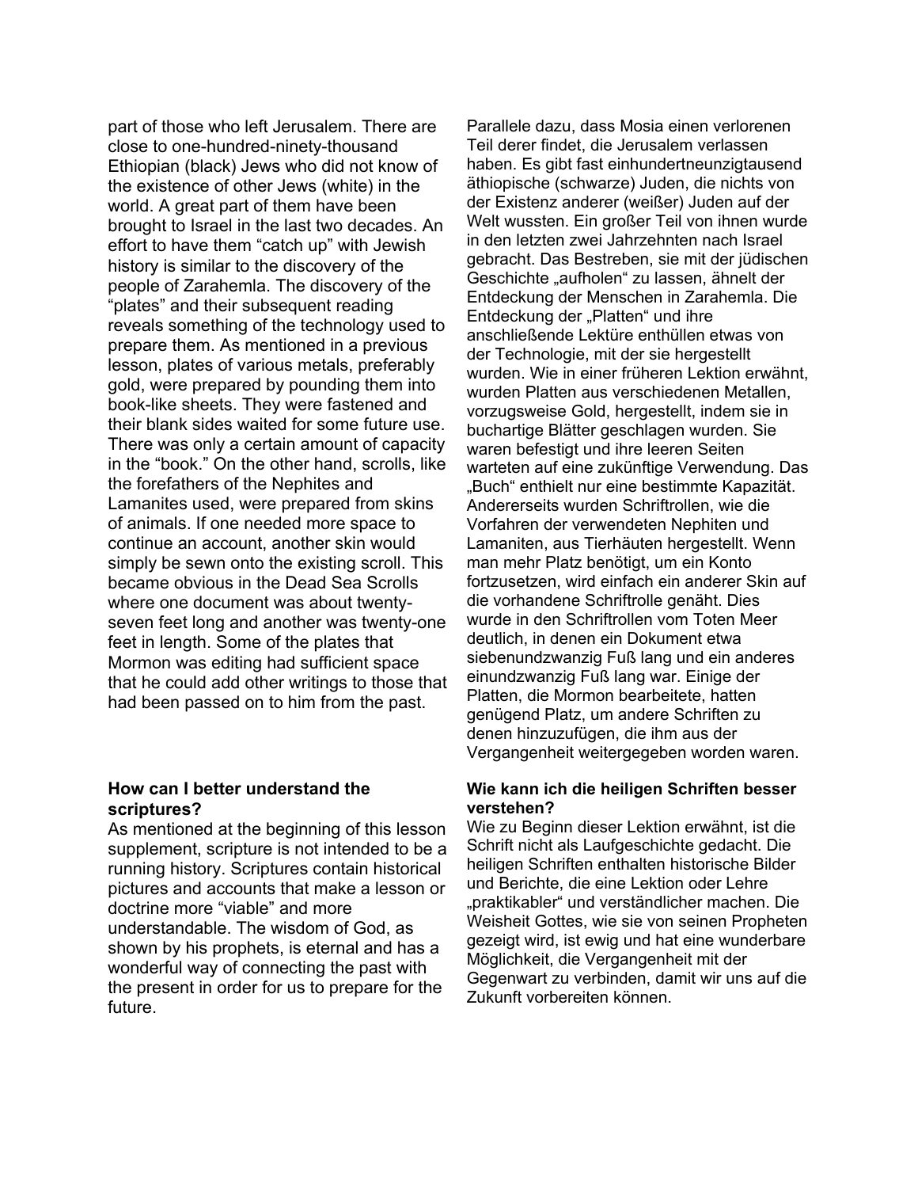part of those who left Jerusalem. There are close to one-hundred-ninety-thousand Ethiopian (black) Jews who did not know of the existence of other Jews (white) in the world. A great part of them have been brought to Israel in the last two decades. An effort to have them "catch up" with Jewish history is similar to the discovery of the people of Zarahemla. The discovery of the "plates" and their subsequent reading reveals something of the technology used to prepare them. As mentioned in a previous lesson, plates of various metals, preferably gold, were prepared by pounding them into book-like sheets. They were fastened and their blank sides waited for some future use. There was only a certain amount of capacity in the "book." On the other hand, scrolls, like the forefathers of the Nephites and Lamanites used, were prepared from skins of animals. If one needed more space to continue an account, another skin would simply be sewn onto the existing scroll. This became obvious in the Dead Sea Scrolls where one document was about twenty-seven feet long and another was twenty-one feet in length. Some of the plates that Mormon was editing had sufficient space that he could add other writings to those that had been passed on to him from the past.

**How can I better understand the scriptures?**

As mentioned at the beginning of this lesson supplement, scripture is not intended to be a running history. Scriptures contain historical pictures and accounts that make a lesson or doctrine more "viable" and more understandable. The wisdom of God, as shown by his prophets, is eternal and has a wonderful way of connecting the past with the present in order for us to prepare for the future.

Parallele dazu, dass Mosia einen verlorenen Teil derer findet, die Jerusalem verlassen haben. Es gibt fast einhundertneunzigtausend äthiopische (schwarze) Juden, die nichts von der Existenz anderer (weißer) Juden auf der Welt wussten. Ein großer Teil von ihnen wurde in den letzten zwei Jahrzehnten nach Israel gebracht. Das Bestreben, sie mit der jüdischen Geschichte „aufholen" zu lassen, ähnelt der Entdeckung der Menschen in Zarahemla. Die Entdeckung der „Platten" und ihre anschließende Lektüre enthüllen etwas von der Technologie, mit der sie hergestellt wurden. Wie in einer früheren Lektion erwähnt, wurden Platten aus verschiedenen Metallen, vorzugsweise Gold, hergestellt, indem sie in buchartige Blätter geschlagen wurden. Sie waren befestigt und ihre leeren Seiten warteten auf eine zukünftige Verwendung. Das „Buch" enthielt nur eine bestimmte Kapazität. Andererseits wurden Schriftrollen, wie die Vorfahren der verwendeten Nephiten und Lamaniten, aus Tierhäuten hergestellt. Wenn man mehr Platz benötigt, um ein Konto fortzusetzen, wird einfach ein anderer Skin auf die vorhandene Schriftrolle genäht. Dies wurde in den Schriftrollen vom Toten Meer deutlich, in denen ein Dokument etwa siebenundzwanzig Fuß lang und ein anderes einundzwanzig Fuß lang war. Einige der Platten, die Mormon bearbeitete, hatten genügend Platz, um andere Schriften zu denen hinzuzufügen, die ihm aus der Vergangenheit weitergegeben worden waren.

**Wie kann ich die heiligen Schriften besser verstehen?**

Wie zu Beginn dieser Lektion erwähnt, ist die Schrift nicht als Laufgeschichte gedacht. Die heiligen Schriften enthalten historische Bilder und Berichte, die eine Lektion oder Lehre „praktikabler" und verständlicher machen. Die Weisheit Gottes, wie sie von seinen Propheten gezeigt wird, ist ewig und hat eine wunderbare Möglichkeit, die Vergangenheit mit der Gegenwart zu verbinden, damit wir uns auf die Zukunft vorbereiten können.